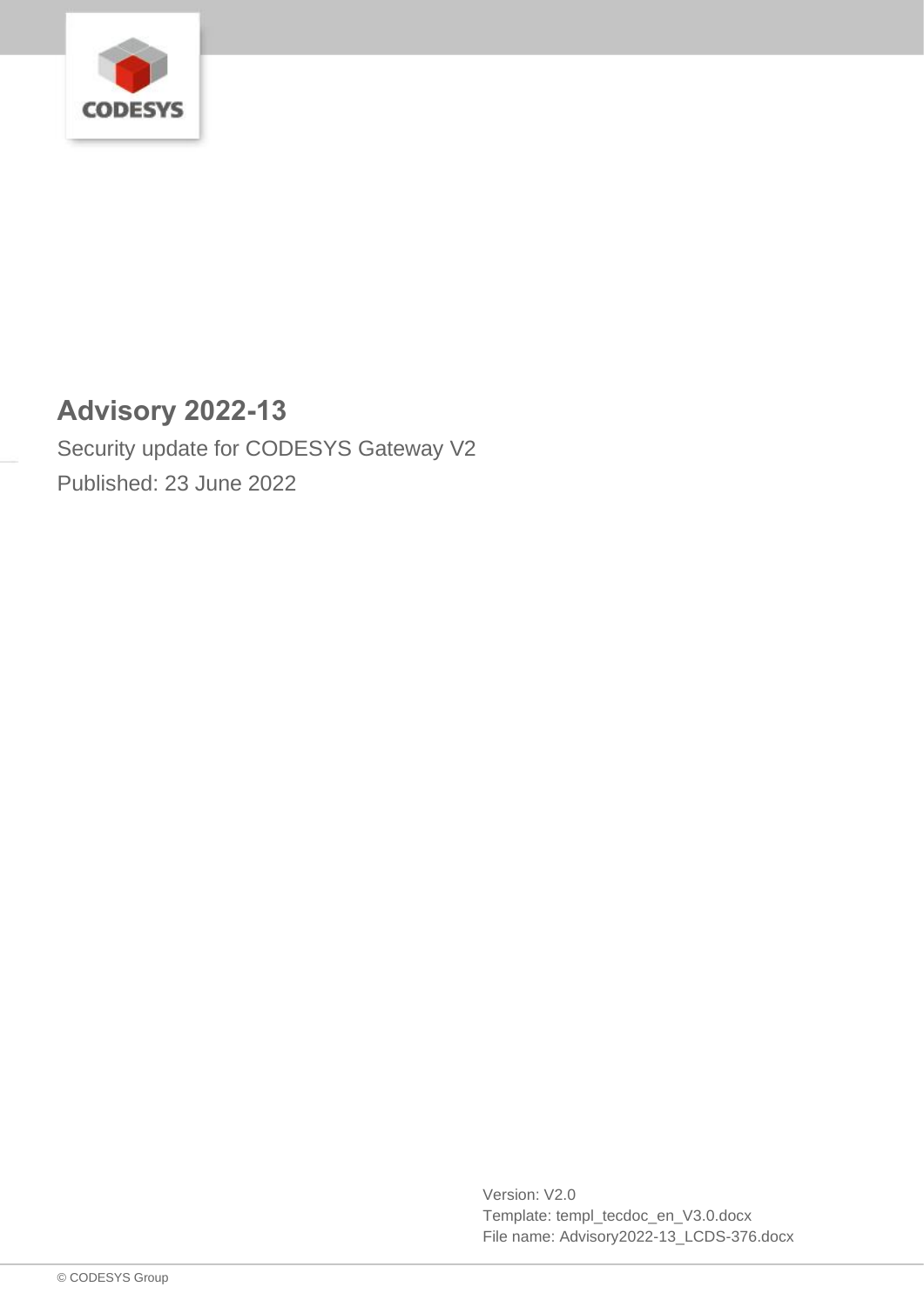# Advisory 2022-13

Security update for CODESYS Gateway V2

Published: 23 June 2022

Version: V2.0
Template: templ_tecdoc_en_V3.0.docx
File name: Advisory2022-13_LCDS-376.docx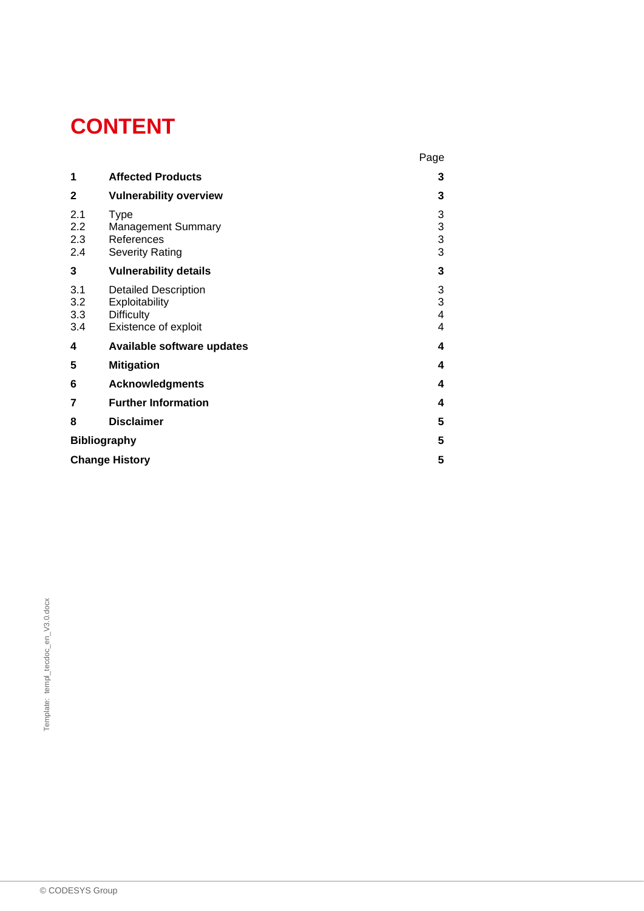# CONTENT

| | | Page |
|---|---|---|
| **1** | **Affected Products** | **3** |
| **2** | **Vulnerability overview** | **3** |
| 2.1 | Type | 3 |
| 2.2 | Management Summary | 3 |
| 2.3 | References | 3 |
| 2.4 | Severity Rating | 3 |
| **3** | **Vulnerability details** | **3** |
| 3.1 | Detailed Description | 3 |
| 3.2 | Exploitability | 3 |
| 3.3 | Difficulty | 4 |
| 3.4 | Existence of exploit | 4 |
| **4** | **Available software updates** | **4** |
| **5** | **Mitigation** | **4** |
| **6** | **Acknowledgments** | **4** |
| **7** | **Further Information** | **4** |
| **8** | **Disclaimer** | **5** |
| **Bibliography** | | **5** |
| **Change History** | | **5** |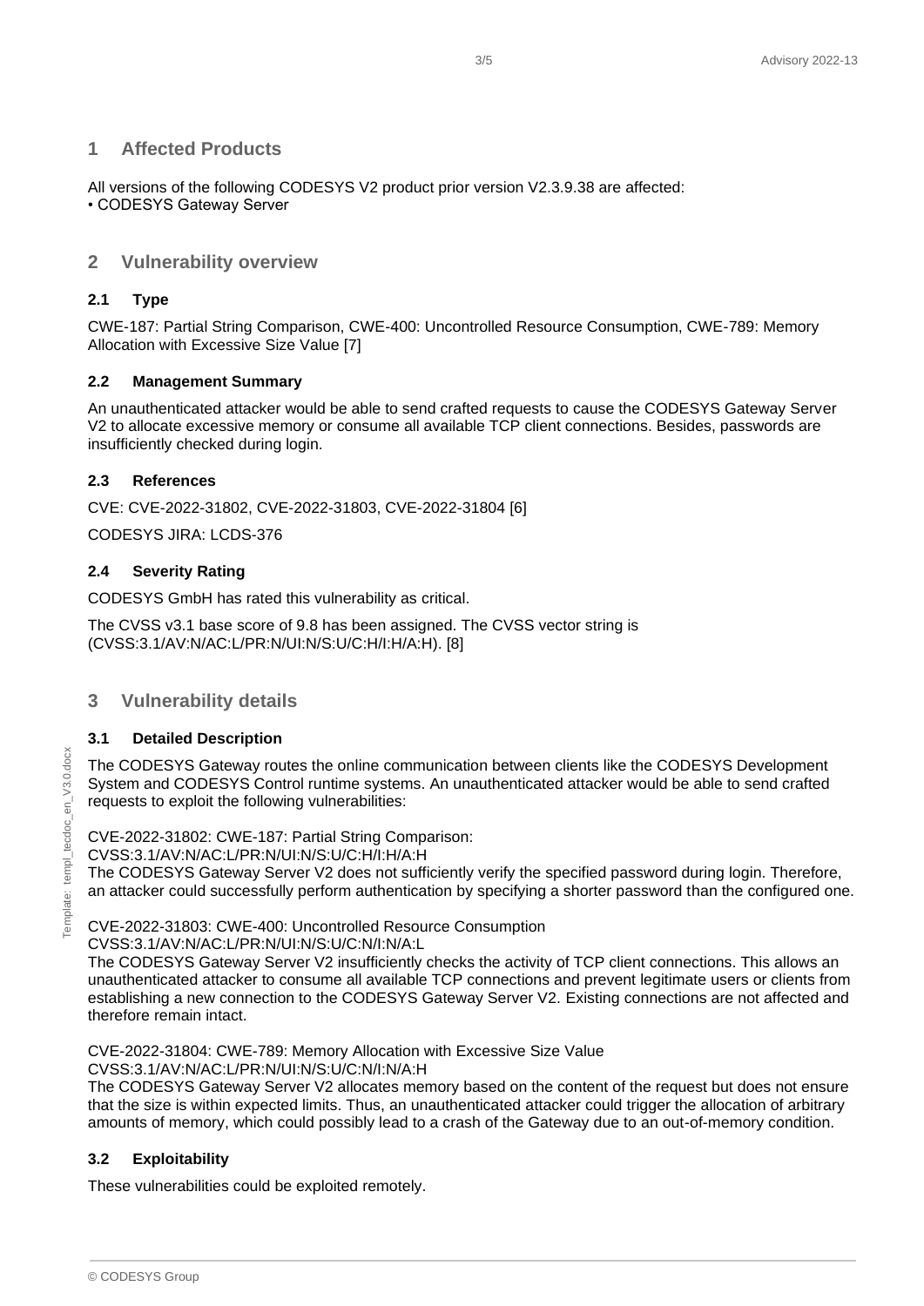# 1 Affected Products

All versions of the following CODESYS V2 product prior version V2.3.9.38 are affected:
• CODESYS Gateway Server

# 2 Vulnerability overview

## 2.1 Type

CWE-187: Partial String Comparison, CWE-400: Uncontrolled Resource Consumption, CWE-789: Memory Allocation with Excessive Size Value [7]

## 2.2 Management Summary

An unauthenticated attacker would be able to send crafted requests to cause the CODESYS Gateway Server V2 to allocate excessive memory or consume all available TCP client connections. Besides, passwords are insufficiently checked during login.

## 2.3 References

CVE: CVE-2022-31802, CVE-2022-31803, CVE-2022-31804 [6]

CODESYS JIRA: LCDS-376

## 2.4 Severity Rating

CODESYS GmbH has rated this vulnerability as critical.

The CVSS v3.1 base score of 9.8 has been assigned. The CVSS vector string is (CVSS:3.1/AV:N/AC:L/PR:N/UI:N/S:U/C:H/I:H/A:H). [8]

# 3 Vulnerability details

## 3.1 Detailed Description

The CODESYS Gateway routes the online communication between clients like the CODESYS Development System and CODESYS Control runtime systems. An unauthenticated attacker would be able to send crafted requests to exploit the following vulnerabilities:

CVE-2022-31802: CWE-187: Partial String Comparison:
CVSS:3.1/AV:N/AC:L/PR:N/UI:N/S:U/C:H/I:H/A:H
The CODESYS Gateway Server V2 does not sufficiently verify the specified password during login. Therefore, an attacker could successfully perform authentication by specifying a shorter password than the configured one.

CVE-2022-31803: CWE-400: Uncontrolled Resource Consumption
CVSS:3.1/AV:N/AC:L/PR:N/UI:N/S:U/C:N/I:N/A:L
The CODESYS Gateway Server V2 insufficiently checks the activity of TCP client connections. This allows an unauthenticated attacker to consume all available TCP connections and prevent legitimate users or clients from establishing a new connection to the CODESYS Gateway Server V2. Existing connections are not affected and therefore remain intact.

CVE-2022-31804: CWE-789: Memory Allocation with Excessive Size Value
CVSS:3.1/AV:N/AC:L/PR:N/UI:N/S:U/C:N/I:N/A:H
The CODESYS Gateway Server V2 allocates memory based on the content of the request but does not ensure that the size is within expected limits. Thus, an unauthenticated attacker could trigger the allocation of arbitrary amounts of memory, which could possibly lead to a crash of the Gateway due to an out-of-memory condition.

## 3.2 Exploitability

These vulnerabilities could be exploited remotely.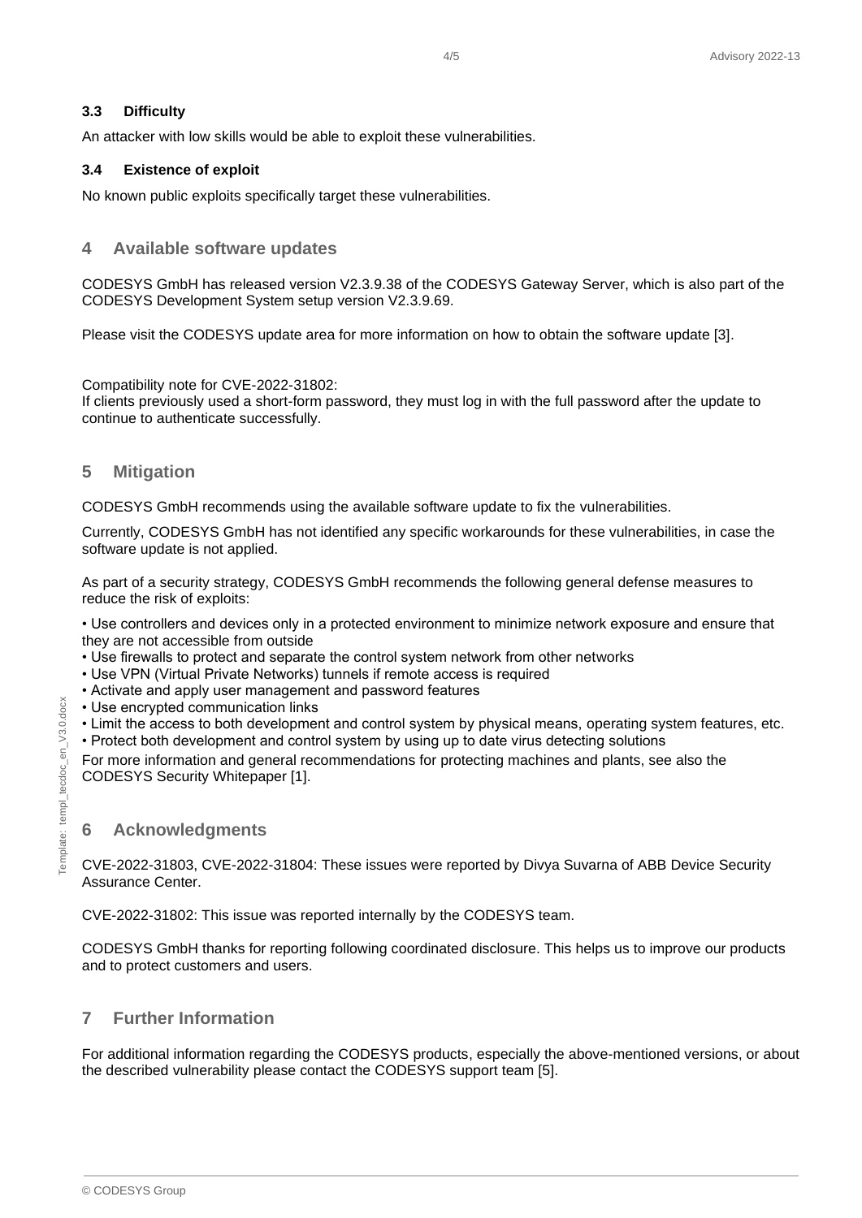### 3.3 Difficulty

An attacker with low skills would be able to exploit these vulnerabilities.

### 3.4 Existence of exploit

No known public exploits specifically target these vulnerabilities.

## 4 Available software updates

CODESYS GmbH has released version V2.3.9.38 of the CODESYS Gateway Server, which is also part of the CODESYS Development System setup version V2.3.9.69.

Please visit the CODESYS update area for more information on how to obtain the software update [3].

Compatibility note for CVE-2022-31802:
If clients previously used a short-form password, they must log in with the full password after the update to continue to authenticate successfully.

## 5 Mitigation

CODESYS GmbH recommends using the available software update to fix the vulnerabilities.

Currently, CODESYS GmbH has not identified any specific workarounds for these vulnerabilities, in case the software update is not applied.

As part of a security strategy, CODESYS GmbH recommends the following general defense measures to reduce the risk of exploits:

- Use controllers and devices only in a protected environment to minimize network exposure and ensure that they are not accessible from outside
- Use firewalls to protect and separate the control system network from other networks
- Use VPN (Virtual Private Networks) tunnels if remote access is required
- Activate and apply user management and password features
- Use encrypted communication links
- Limit the access to both development and control system by physical means, operating system features, etc.
- Protect both development and control system by using up to date virus detecting solutions

For more information and general recommendations for protecting machines and plants, see also the CODESYS Security Whitepaper [1].

## 6 Acknowledgments

CVE-2022-31803, CVE-2022-31804: These issues were reported by Divya Suvarna of ABB Device Security Assurance Center.

CVE-2022-31802: This issue was reported internally by the CODESYS team.

CODESYS GmbH thanks for reporting following coordinated disclosure. This helps us to improve our products and to protect customers and users.

## 7 Further Information

For additional information regarding the CODESYS products, especially the above-mentioned versions, or about the described vulnerability please contact the CODESYS support team [5].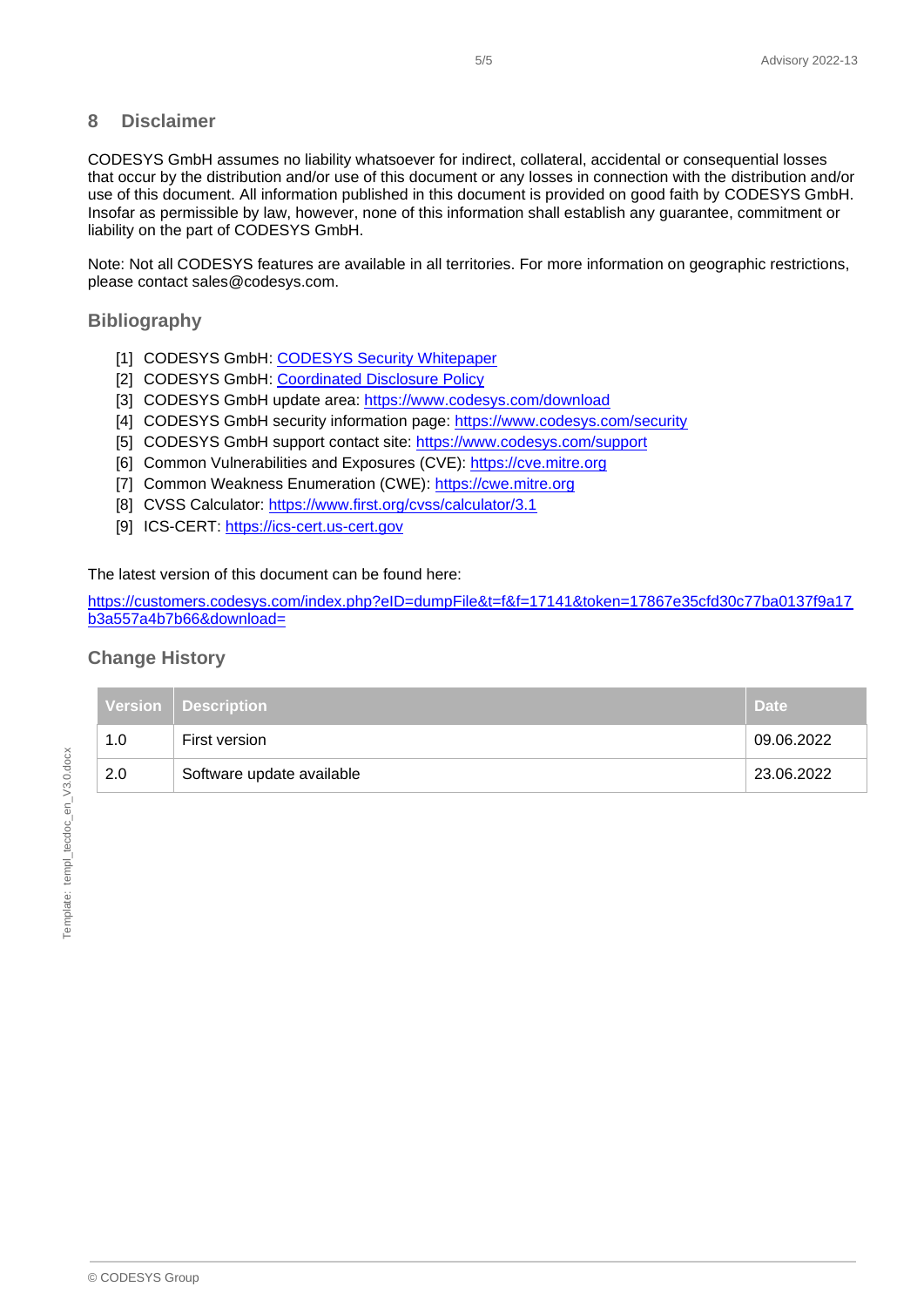## 8 Disclaimer

CODESYS GmbH assumes no liability whatsoever for indirect, collateral, accidental or consequential losses that occur by the distribution and/or use of this document or any losses in connection with the distribution and/or use of this document. All information published in this document is provided on good faith by CODESYS GmbH. Insofar as permissible by law, however, none of this information shall establish any guarantee, commitment or liability on the part of CODESYS GmbH.

Note: Not all CODESYS features are available in all territories. For more information on geographic restrictions, please contact sales@codesys.com.

### Bibliography

[1] CODESYS GmbH: CODESYS Security Whitepaper
[2] CODESYS GmbH: Coordinated Disclosure Policy
[3] CODESYS GmbH update area: https://www.codesys.com/download
[4] CODESYS GmbH security information page: https://www.codesys.com/security
[5] CODESYS GmbH support contact site: https://www.codesys.com/support
[6] Common Vulnerabilities and Exposures (CVE): https://cve.mitre.org
[7] Common Weakness Enumeration (CWE): https://cwe.mitre.org
[8] CVSS Calculator: https://www.first.org/cvss/calculator/3.1
[9] ICS-CERT: https://ics-cert.us-cert.gov

The latest version of this document can be found here:

https://customers.codesys.com/index.php?eID=dumpFile&t=f&f=17141&token=17867e35cfd30c77ba0137f9a17b3a557a4b7b66&download=

### Change History

| Version | Description | Date |
|---|---|---|
| 1.0 | First version | 09.06.2022 |
| 2.0 | Software update available | 23.06.2022 |